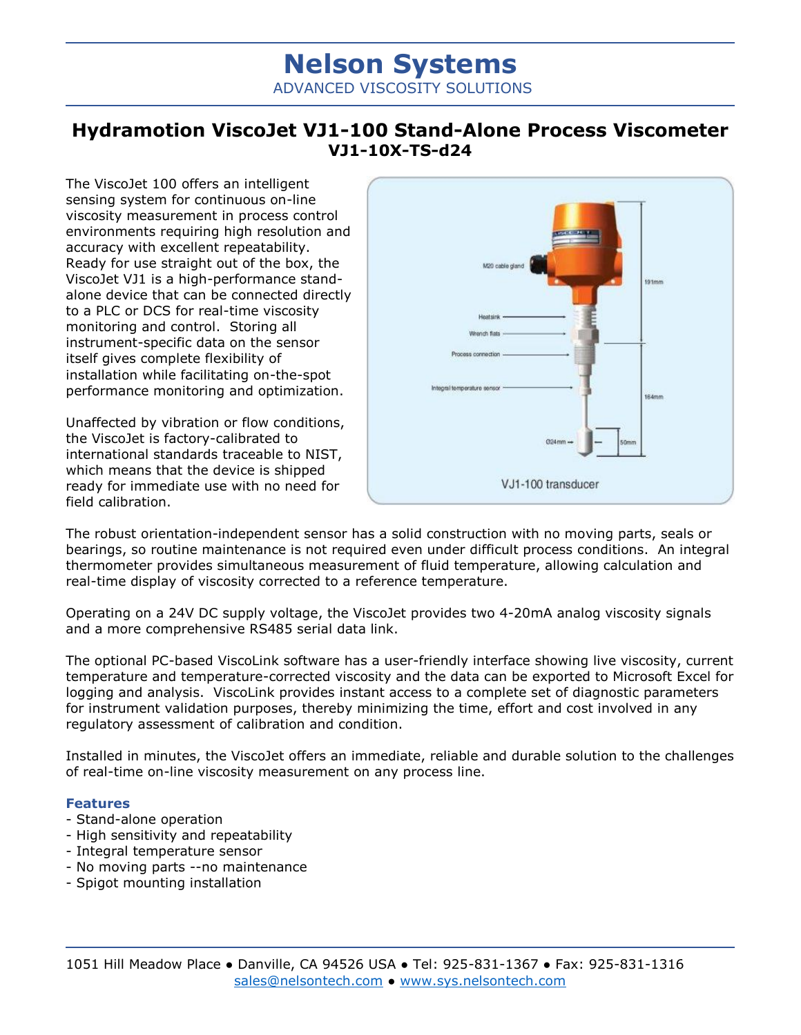# Nelson Systems

ADVANCED VISCOSITY SOLUTIONS

## Hydramotion ViscoJet VJ1-100 Stand-Alone Process Viscometer

### VJ1-10X-TS-d24

The ViscoJet 100 offers an intelligent sensing system for continuous on-line viscosity measurement in process control environments requiring high resolution and accuracy with excellent repeatability. Ready for use straight out of the box, the ViscoJet VJ1 is a high-performance stand-alone device that can be connected directly to a PLC or DCS for real-time viscosity monitoring and control. Storing all instrument-specific data on the sensor itself gives complete flexibility of installation while facilitating on-the-spot performance monitoring and optimization.

Unaffected by vibration or flow conditions, the ViscoJet is factory-calibrated to international standards traceable to NIST, which means that the device is shipped ready for immediate use with no need for field calibration.

M20 cable gland
Heatsink
Wrench flats
Process connection
Integral temperature sensor
191mm
164mm
Ø24mm
50mm

VJ1-100 transducer

The robust orientation-independent sensor has a solid construction with no moving parts, seals or bearings, so routine maintenance is not required even under difficult process conditions. An integral thermometer provides simultaneous measurement of fluid temperature, allowing calculation and real-time display of viscosity corrected to a reference temperature.

Operating on a 24V DC supply voltage, the ViscoJet provides two 4-20mA analog viscosity signals and a more comprehensive RS485 serial data link.

The optional PC-based ViscoLink software has a user-friendly interface showing live viscosity, current temperature and temperature-corrected viscosity and the data can be exported to Microsoft Excel for logging and analysis. ViscoLink provides instant access to a complete set of diagnostic parameters for instrument validation purposes, thereby minimizing the time, effort and cost involved in any regulatory assessment of calibration and condition.

Installed in minutes, the ViscoJet offers an immediate, reliable and durable solution to the challenges of real-time on-line viscosity measurement on any process line.

**Features**

- Stand-alone operation
- High sensitivity and repeatability
- Integral temperature sensor
- No moving parts --no maintenance
- Spigot mounting installation

1051 Hill Meadow Place ● Danville, CA 94526 USA ● Tel: 925-831-1367 ● Fax: 925-831-1316
sales@nelsontech.com ● www.sys.nelsontech.com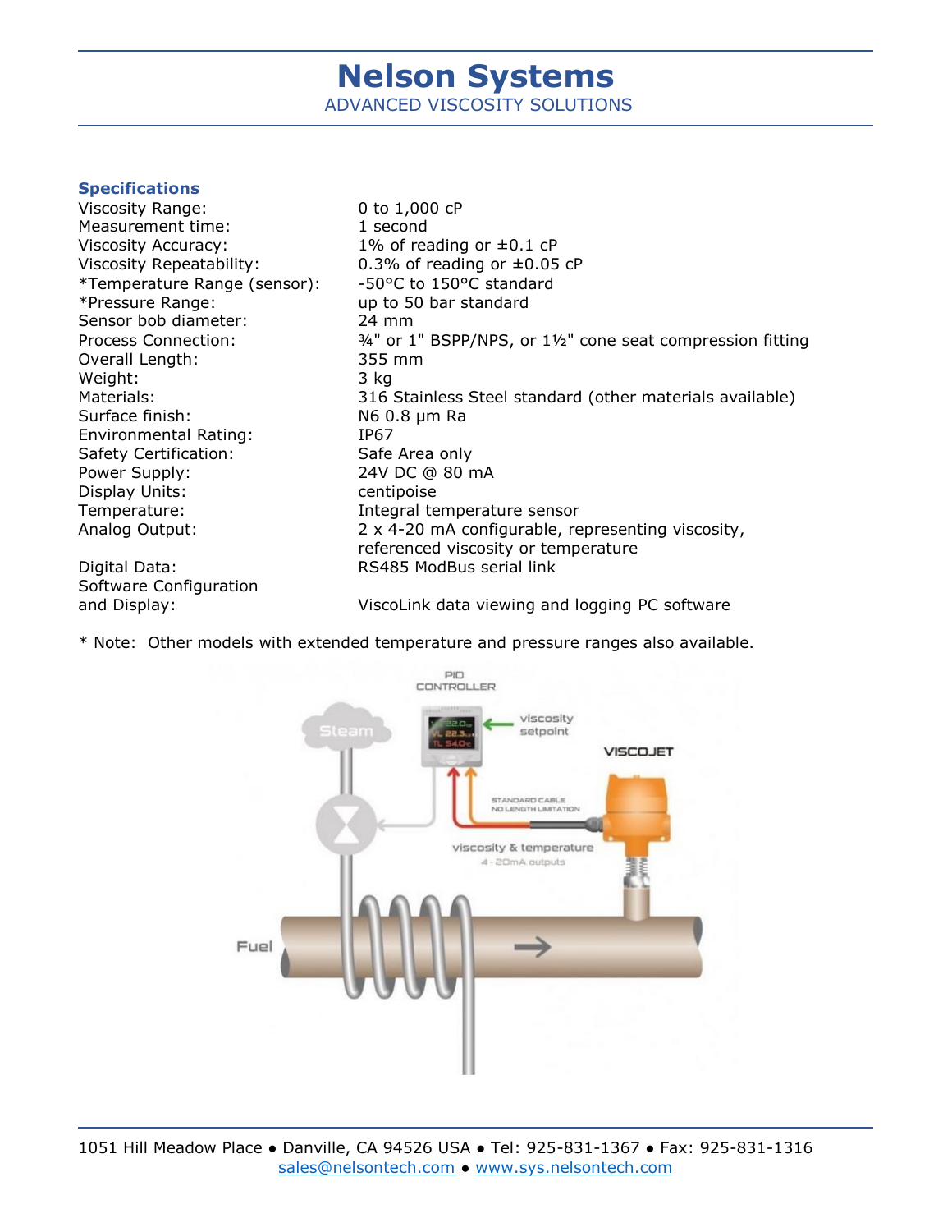# Nelson Systems

ADVANCED VISCOSITY SOLUTIONS

### Specifications

| | |
|---|---|
| Viscosity Range: | 0 to 1,000 cP |
| Measurement time: | 1 second |
| Viscosity Accuracy: | 1% of reading or ±0.1 cP |
| Viscosity Repeatability: | 0.3% of reading or ±0.05 cP |
| *Temperature Range (sensor): | -50°C to 150°C standard |
| *Pressure Range: | up to 50 bar standard |
| Sensor bob diameter: | 24 mm |
| Process Connection: | ¾" or 1" BSPP/NPS, or 1½" cone seat compression fitting |
| Overall Length: | 355 mm |
| Weight: | 3 kg |
| Materials: | 316 Stainless Steel standard (other materials available) |
| Surface finish: | N6 0.8 µm Ra |
| Environmental Rating: | IP67 |
| Safety Certification: | Safe Area only |
| Power Supply: | 24V DC @ 80 mA |
| Display Units: | centipoise |
| Temperature: | Integral temperature sensor |
| Analog Output: | 2 x 4-20 mA configurable, representing viscosity, referenced viscosity or temperature |
| Digital Data: | RS485 ModBus serial link |
| Software Configuration and Display: | ViscoLink data viewing and logging PC software |

* Note: Other models with extended temperature and pressure ranges also available.

PID CONTROLLER

Steam

viscosity setpoint

VISCOJET

STANDARD CABLE NO LENGTH LIMITATION

viscosity & temperature

4 - 20mA outputs

Fuel

1051 Hill Meadow Place • Danville, CA 94526 USA • Tel: 925-831-1367 • Fax: 925-831-1316
sales@nelsontech.com • www.sys.nelsontech.com